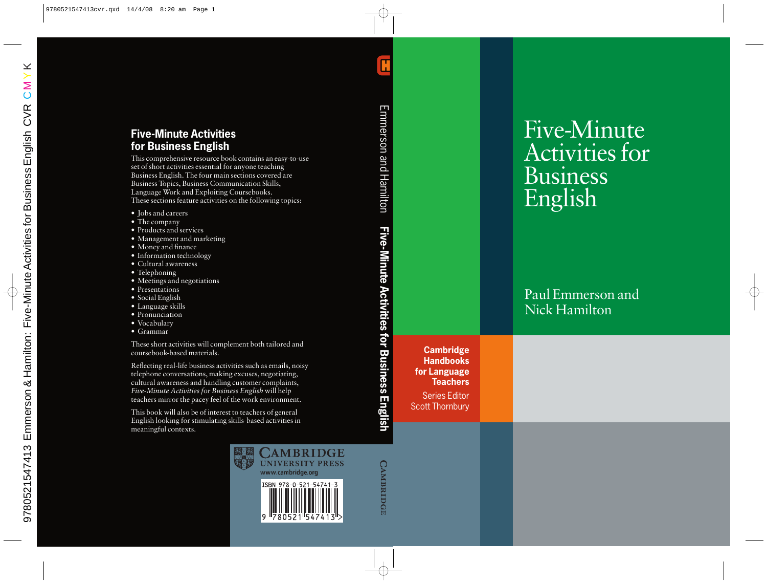# Five-Minute Activities for Business English

Paul Emmerson and Nick Hamilton

**Cambridge Handbooks for Language Teachers**

Series Editor Scott Thornbury

## Five-Minute Activities for Business English

This comprehensive resource book contains an easy-to-use set of short activities essential for anyone teaching Business English. The four main sections covered are Business Topics, Business Communication Skills, Language Work and Exploiting Coursebooks. These sections feature activities on the following topics:

- Jobs and careers
- The company
- Products and services
- Management and marketing
- Money and finance
- Information technology
- Cultural awareness
- Telephoning
- Meetings and negotiations
- Presentations
- Social English
- Language skills
- Pronunciation
- Vocabulary
- Grammar

These short activities will complement both tailored and coursebook-based materials.

Reflecting real-life business activities such as emails, noisy telephone conversations, making excuses, negotiating, cultural awareness and handling customer complaints, *Five-Minute Activities for Business English* will help teachers mirror the pacey feel of the work environment.

This book will also be of interest to teachers of general English looking for stimulating skills-based activities in meaningful contexts.

CAMBRIDGE UNIVERSITY PRESS
www.cambridge.org

ISBN 978-0-521-54741-3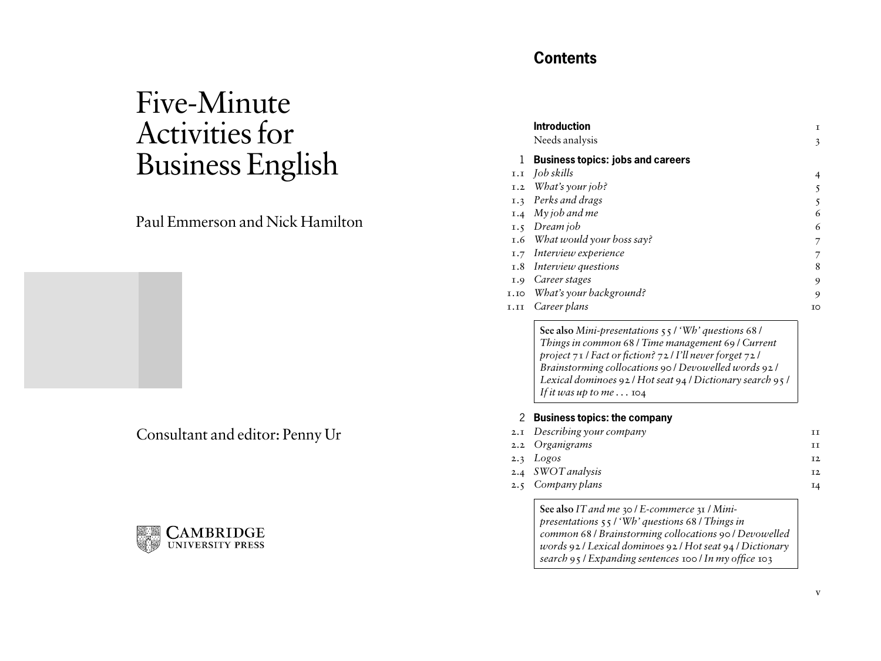# Five-Minute Activities for Business English

Paul Emmerson and Nick Hamilton

Consultant and editor: Penny Ur

CAMBRIDGE UNIVERSITY PRESS

## Contents

| | | |
|---|---|---|
| | **Introduction** | 1 |
| | Needs analysis | 3 |
| 1 | **Business topics: jobs and careers** | |
| 1.1 | *Job skills* | 4 |
| 1.2 | *What's your job?* | 5 |
| 1.3 | *Perks and drags* | 5 |
| 1.4 | *My job and me* | 6 |
| 1.5 | *Dream job* | 6 |
| 1.6 | *What would your boss say?* | 7 |
| 1.7 | *Interview experience* | 7 |
| 1.8 | *Interview questions* | 8 |
| 1.9 | *Career stages* | 9 |
| 1.10 | *What's your background?* | 9 |
| 1.11 | *Career plans* | 10 |

**See also** *Mini-presentations* 55 / *'Wh' questions* 68 / *Things in common* 68 / *Time management* 69 / *Current project* 71 / *Fact or fiction?* 72 / *I'll never forget* 72 / *Brainstorming collocations* 90 / *Devowelled words* 92 / *Lexical dominoes* 92 / *Hot seat* 94 / *Dictionary search* 95 / *If it was up to me . . .* 104

| | | |
|---|---|---|
| 2 | **Business topics: the company** | |
| 2.1 | *Describing your company* | 11 |
| 2.2 | *Organigrams* | 11 |
| 2.3 | *Logos* | 12 |
| 2.4 | *SWOT analysis* | 12 |
| 2.5 | *Company plans* | 14 |

**See also** *IT and me* 30 / *E-commerce* 31 / *Mini-presentations* 55 / *'Wh' questions* 68 / *Things in common* 68 / *Brainstorming collocations* 90 / *Devowelled words* 92 / *Lexical dominoes* 92 / *Hot seat* 94 / *Dictionary search* 95 / *Expanding sentences* 100 / *In my office* 103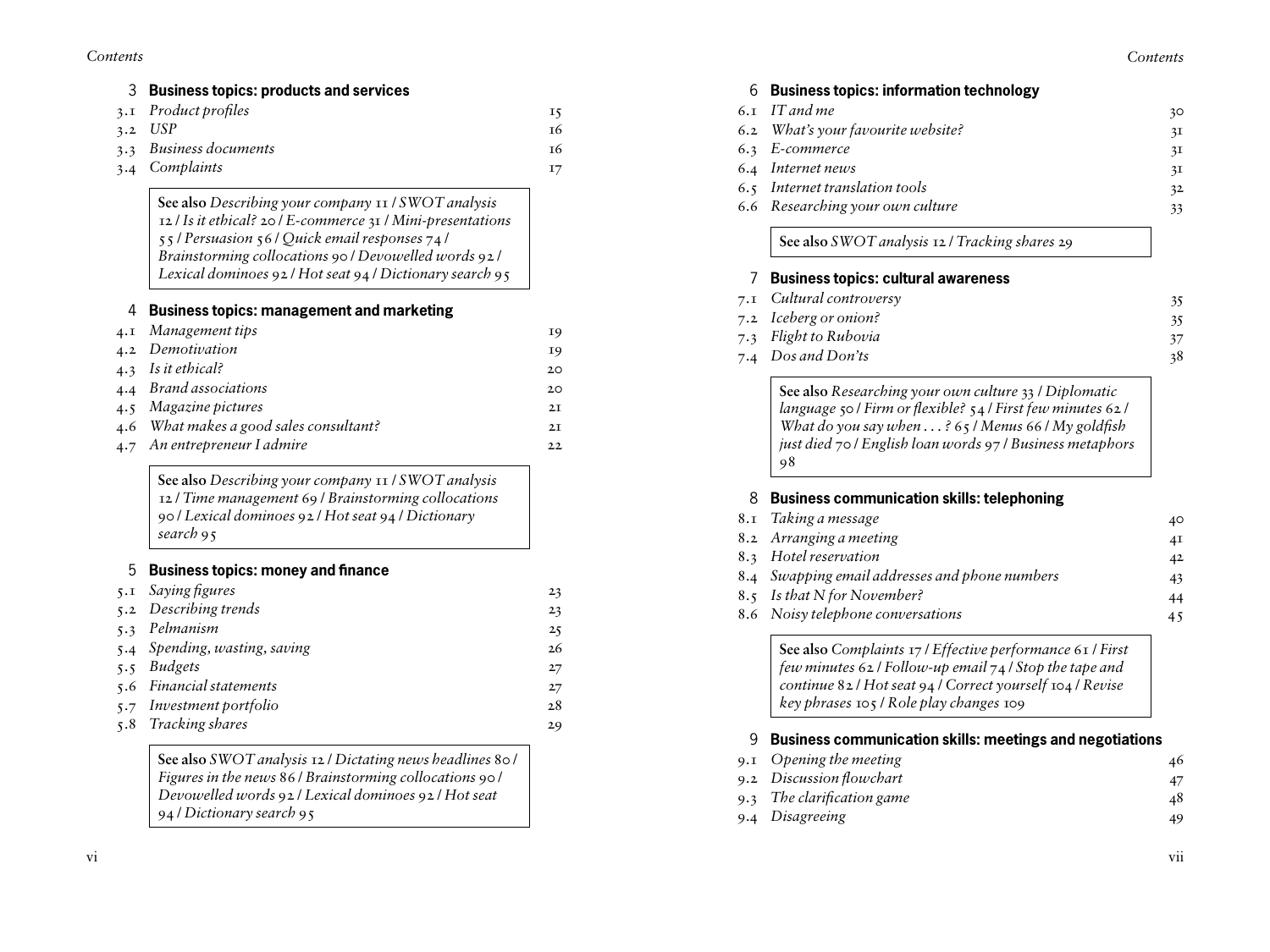## 3 Business topics: products and services

| | | |
|---|---|---|
| 3.1 | *Product profiles* | 15 |
| 3.2 | *USP* | 16 |
| 3.3 | *Business documents* | 16 |
| 3.4 | *Complaints* | 17 |

> **See also** *Describing your company* 11 / *SWOT analysis* 12 / *Is it ethical?* 20 / *E-commerce* 31 / *Mini-presentations* 55 / *Persuasion* 56 / *Quick email responses* 74 / *Brainstorming collocations* 90 / *Devowelled words* 92 / *Lexical dominoes* 92 / *Hot seat* 94 / *Dictionary search* 95

## 4 Business topics: management and marketing

| | | |
|---|---|---|
| 4.1 | *Management tips* | 19 |
| 4.2 | *Demotivation* | 19 |
| 4.3 | *Is it ethical?* | 20 |
| 4.4 | *Brand associations* | 20 |
| 4.5 | *Magazine pictures* | 21 |
| 4.6 | *What makes a good sales consultant?* | 21 |
| 4.7 | *An entrepreneur I admire* | 22 |

> **See also** *Describing your company* 11 / *SWOT analysis* 12 / *Time management* 69 / *Brainstorming collocations* 90 / *Lexical dominoes* 92 / *Hot seat* 94 / *Dictionary search* 95

## 5 Business topics: money and finance

| | | |
|---|---|---|
| 5.1 | *Saying figures* | 23 |
| 5.2 | *Describing trends* | 23 |
| 5.3 | *Pelmanism* | 25 |
| 5.4 | *Spending, wasting, saving* | 26 |
| 5.5 | *Budgets* | 27 |
| 5.6 | *Financial statements* | 27 |
| 5.7 | *Investment portfolio* | 28 |
| 5.8 | *Tracking shares* | 29 |

> **See also** *SWOT analysis* 12 / *Dictating news headlines* 80 / *Figures in the news* 86 / *Brainstorming collocations* 90 / *Devowelled words* 92 / *Lexical dominoes* 92 / *Hot seat* 94 / *Dictionary search* 95

## 6 Business topics: information technology

| | | |
|---|---|---|
| 6.1 | *IT and me* | 30 |
| 6.2 | *What's your favourite website?* | 31 |
| 6.3 | *E-commerce* | 31 |
| 6.4 | *Internet news* | 31 |
| 6.5 | *Internet translation tools* | 32 |
| 6.6 | *Researching your own culture* | 33 |

> **See also** *SWOT analysis* 12 / *Tracking shares* 29

## 7 Business topics: cultural awareness

| | | |
|---|---|---|
| 7.1 | *Cultural controversy* | 35 |
| 7.2 | *Iceberg or onion?* | 35 |
| 7.3 | *Flight to Rubovia* | 37 |
| 7.4 | *Dos and Don'ts* | 38 |

> **See also** *Researching your own culture* 33 / *Diplomatic language* 50 / *Firm or flexible?* 54 / *First few minutes* 62 / *What do you say when . . . ?* 65 / *Menus* 66 / *My goldfish just died* 70 / *English loan words* 97 / *Business metaphors* 98

## 8 Business communication skills: telephoning

| | | |
|---|---|---|
| 8.1 | *Taking a message* | 40 |
| 8.2 | *Arranging a meeting* | 41 |
| 8.3 | *Hotel reservation* | 42 |
| 8.4 | *Swapping email addresses and phone numbers* | 43 |
| 8.5 | *Is that N for November?* | 44 |
| 8.6 | *Noisy telephone conversations* | 45 |

> **See also** *Complaints* 17 / *Effective performance* 61 / *First few minutes* 62 / *Follow-up email* 74 / *Stop the tape and continue* 82 / *Hot seat* 94 / *Correct yourself* 104 / *Revise key phrases* 105 / *Role play changes* 109

## 9 Business communication skills: meetings and negotiations

| | | |
|---|---|---|
| 9.1 | *Opening the meeting* | 46 |
| 9.2 | *Discussion flowchart* | 47 |
| 9.3 | *The clarification game* | 48 |
| 9.4 | *Disagreeing* | 49 |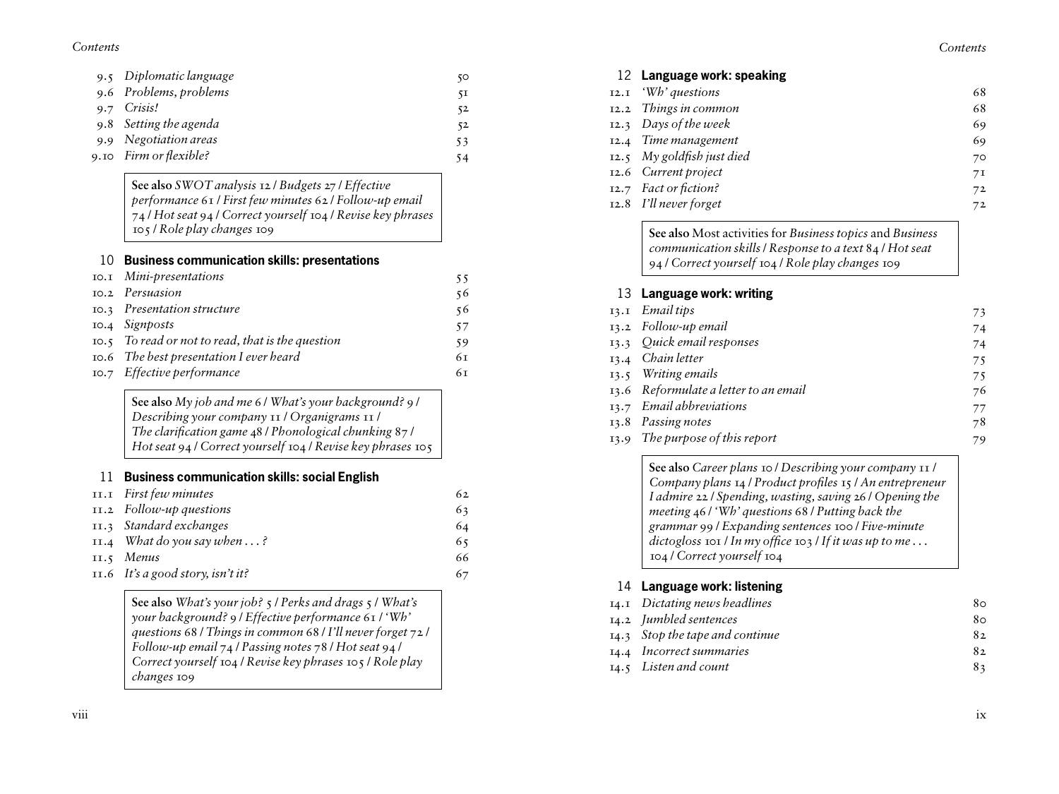9.5 *Diplomatic language* 50
9.6 *Problems, problems* 51
9.7 *Crisis!* 52
9.8 *Setting the agenda* 52
9.9 *Negotiation areas* 53
9.10 *Firm or flexible?* 54

> **See also** *SWOT analysis* 12 / *Budgets* 27 / *Effective performance* 61 / *First few minutes* 62 / *Follow-up email* 74 / *Hot seat* 94 / *Correct yourself* 104 / *Revise key phrases* 105 / *Role play changes* 109

## 10 Business communication skills: presentations

10.1 *Mini-presentations* 55
10.2 *Persuasion* 56
10.3 *Presentation structure* 56
10.4 *Signposts* 57
10.5 *To read or not to read, that is the question* 59
10.6 *The best presentation I ever heard* 61
10.7 *Effective performance* 61

> **See also** *My job and me* 6 / *What's your background?* 9 / *Describing your company* 11 / *Organigrams* 11 / *The clarification game* 48 / *Phonological chunking* 87 / *Hot seat* 94 / *Correct yourself* 104 / *Revise key phrases* 105

## 11 Business communication skills: social English

11.1 *First few minutes* 62
11.2 *Follow-up questions* 63
11.3 *Standard exchanges* 64
11.4 *What do you say when . . . ?* 65
11.5 *Menus* 66
11.6 *It's a good story, isn't it?* 67

> **See also** *What's your job?* 5 / *Perks and drags* 5 / *What's your background?* 9 / *Effective performance* 61 / *'Wh' questions* 68 / *Things in common* 68 / *I'll never forget* 72 / *Follow-up email* 74 / *Passing notes* 78 / *Hot seat* 94 / *Correct yourself* 104 / *Revise key phrases* 105 / *Role play changes* 109

## 12 Language work: speaking

12.1 *'Wh' questions* 68
12.2 *Things in common* 68
12.3 *Days of the week* 69
12.4 *Time management* 69
12.5 *My goldfish just died* 70
12.6 *Current project* 71
12.7 *Fact or fiction?* 72
12.8 *I'll never forget* 72

> **See also** Most activities for *Business topics* and *Business communication skills* / *Response to a text* 84 / *Hot seat* 94 / *Correct yourself* 104 / *Role play changes* 109

## 13 Language work: writing

13.1 *Email tips* 73
13.2 *Follow-up email* 74
13.3 *Quick email responses* 74
13.4 *Chain letter* 75
13.5 *Writing emails* 75
13.6 *Reformulate a letter to an email* 76
13.7 *Email abbreviations* 77
13.8 *Passing notes* 78
13.9 *The purpose of this report* 79

> **See also** *Career plans* 10 / *Describing your company* 11 / *Company plans* 14 / *Product profiles* 15 / *An entrepreneur I admire* 22 / *Spending, wasting, saving* 26 / *Opening the meeting* 46 / *'Wh' questions* 68 / *Putting back the grammar* 99 / *Expanding sentences* 100 / *Five-minute dictogloss* 101 / *In my office* 103 / *If it was up to me . . .* 104 / *Correct yourself* 104

## 14 Language work: listening

14.1 *Dictating news headlines* 80
14.2 *Jumbled sentences* 80
14.3 *Stop the tape and continue* 82
14.4 *Incorrect summaries* 82
14.5 *Listen and count* 83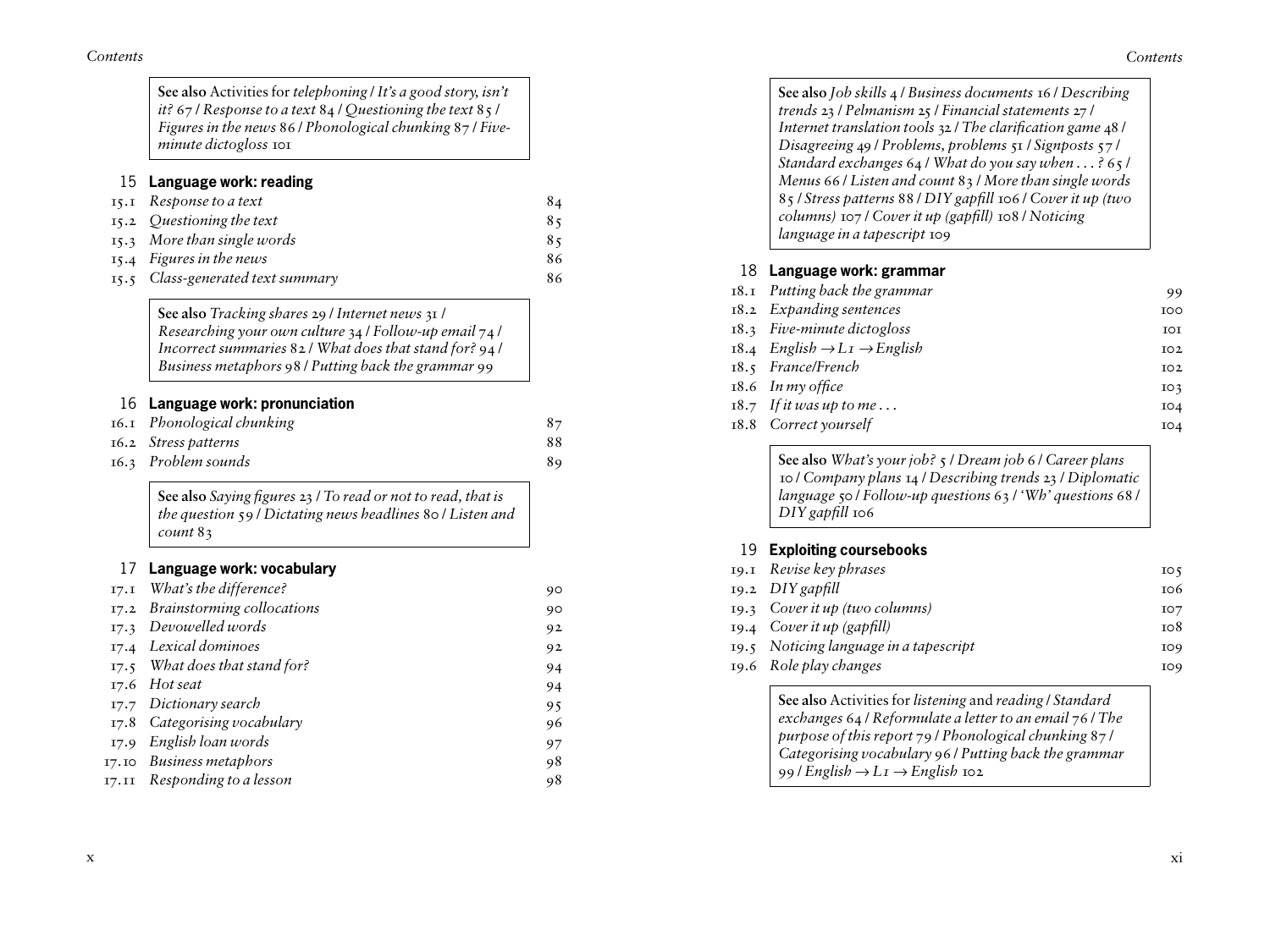See also Activities for *telephoning* / *It's a good story, isn't it?* 67 / *Response to a text* 84 / *Questioning the text* 85 / *Figures in the news* 86 / *Phonological chunking* 87 / *Five-minute dictogloss* 101

## 15 Language work: reading

| | | |
|---|---|---|
| 15.1 | *Response to a text* | 84 |
| 15.2 | *Questioning the text* | 85 |
| 15.3 | *More than single words* | 85 |
| 15.4 | *Figures in the news* | 86 |
| 15.5 | *Class-generated text summary* | 86 |

See also *Tracking shares* 29 / *Internet news* 31 / *Researching your own culture* 34 / *Follow-up email* 74 / *Incorrect summaries* 82 / *What does that stand for?* 94 / *Business metaphors* 98 / *Putting back the grammar* 99

## 16 Language work: pronunciation

| | | |
|---|---|---|
| 16.1 | *Phonological chunking* | 87 |
| 16.2 | *Stress patterns* | 88 |
| 16.3 | *Problem sounds* | 89 |

See also *Saying figures* 23 / *To read or not to read, that is the question* 59 / *Dictating news headlines* 80 / *Listen and count* 83

## 17 Language work: vocabulary

| | | |
|---|---|---|
| 17.1 | *What's the difference?* | 90 |
| 17.2 | *Brainstorming collocations* | 90 |
| 17.3 | *Devowelled words* | 92 |
| 17.4 | *Lexical dominoes* | 92 |
| 17.5 | *What does that stand for?* | 94 |
| 17.6 | *Hot seat* | 94 |
| 17.7 | *Dictionary search* | 95 |
| 17.8 | *Categorising vocabulary* | 96 |
| 17.9 | *English loan words* | 97 |
| 17.10 | *Business metaphors* | 98 |
| 17.11 | *Responding to a lesson* | 98 |

See also *Job skills* 4 / *Business documents* 16 / *Describing trends* 23 / *Pelmanism* 25 / *Financial statements* 27 / *Internet translation tools* 32 / *The clarification game* 48 / *Disagreeing* 49 / *Problems, problems* 51 / *Signposts* 57 / *Standard exchanges* 64 / *What do you say when . . . ?* 65 / *Menus* 66 / *Listen and count* 83 / *More than single words* 85 / *Stress patterns* 88 / *DIY gapfill* 106 / *Cover it up (two columns)* 107 / *Cover it up (gapfill)* 108 / *Noticing language in a tapescript* 109

## 18 Language work: grammar

| | | |
|---|---|---|
| 18.1 | *Putting back the grammar* | 99 |
| 18.2 | *Expanding sentences* | 100 |
| 18.3 | *Five-minute dictogloss* | 101 |
| 18.4 | *English → L1 → English* | 102 |
| 18.5 | *France/French* | 102 |
| 18.6 | *In my office* | 103 |
| 18.7 | *If it was up to me . . .* | 104 |
| 18.8 | *Correct yourself* | 104 |

See also *What's your job?* 5 / *Dream job* 6 / *Career plans* 10 / *Company plans* 14 / *Describing trends* 23 / *Diplomatic language* 50 / *Follow-up questions* 63 / *'Wh' questions* 68 / *DIY gapfill* 106

## 19 Exploiting coursebooks

| | | |
|---|---|---|
| 19.1 | *Revise key phrases* | 105 |
| 19.2 | *DIY gapfill* | 106 |
| 19.3 | *Cover it up (two columns)* | 107 |
| 19.4 | *Cover it up (gapfill)* | 108 |
| 19.5 | *Noticing language in a tapescript* | 109 |
| 19.6 | *Role play changes* | 109 |

See also Activities for *listening* and *reading* / *Standard exchanges* 64 / *Reformulate a letter to an email* 76 / *The purpose of this report* 79 / *Phonological chunking* 87 / *Categorising vocabulary* 96 / *Putting back the grammar* 99 / *English → L1 → English* 102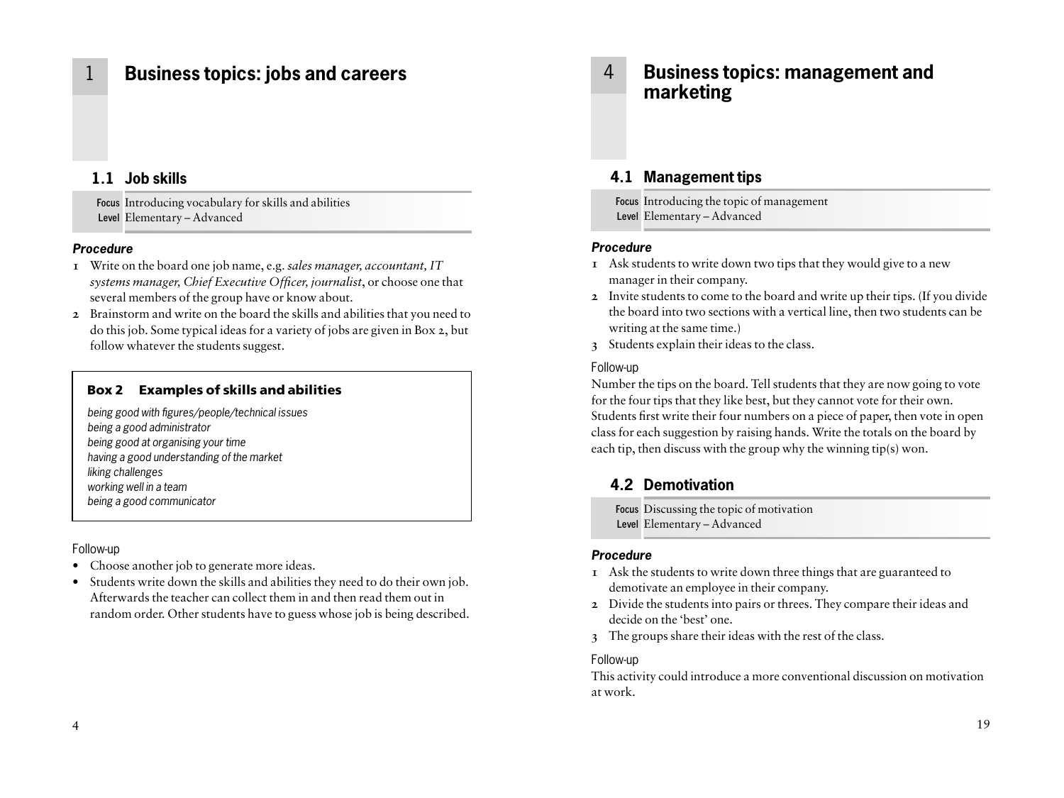# 1 Business topics: jobs and careers

## 1.1 Job skills

**Focus** Introducing vocabulary for skills and abilities
**Level** Elementary – Advanced

### *Procedure*

1. Write on the board one job name, e.g. *sales manager, accountant, IT systems manager, Chief Executive Officer, journalist*, or choose one that several members of the group have or know about.
2. Brainstorm and write on the board the skills and abilities that you need to do this job. Some typical ideas for a variety of jobs are given in Box 2, but follow whatever the students suggest.

> **Box 2 Examples of skills and abilities**
>
> *being good with figures/people/technical issues*
> *being a good administrator*
> *being good at organising your time*
> *having a good understanding of the market*
> *liking challenges*
> *working well in a team*
> *being a good communicator*

Follow-up

- Choose another job to generate more ideas.
- Students write down the skills and abilities they need to do their own job. Afterwards the teacher can collect them in and then read them out in random order. Other students have to guess whose job is being described.

# 4 Business topics: management and marketing

## 4.1 Management tips

**Focus** Introducing the topic of management
**Level** Elementary – Advanced

### *Procedure*

1. Ask students to write down two tips that they would give to a new manager in their company.
2. Invite students to come to the board and write up their tips. (If you divide the board into two sections with a vertical line, then two students can be writing at the same time.)
3. Students explain their ideas to the class.

Follow-up

Number the tips on the board. Tell students that they are now going to vote for the four tips that they like best, but they cannot vote for their own. Students first write their four numbers on a piece of paper, then vote in open class for each suggestion by raising hands. Write the totals on the board by each tip, then discuss with the group why the winning tip(s) won.

## 4.2 Demotivation

**Focus** Discussing the topic of motivation
**Level** Elementary – Advanced

### *Procedure*

1. Ask the students to write down three things that are guaranteed to demotivate an employee in their company.
2. Divide the students into pairs or threes. They compare their ideas and decide on the 'best' one.
3. The groups share their ideas with the rest of the class.

Follow-up

This activity could introduce a more conventional discussion on motivation at work.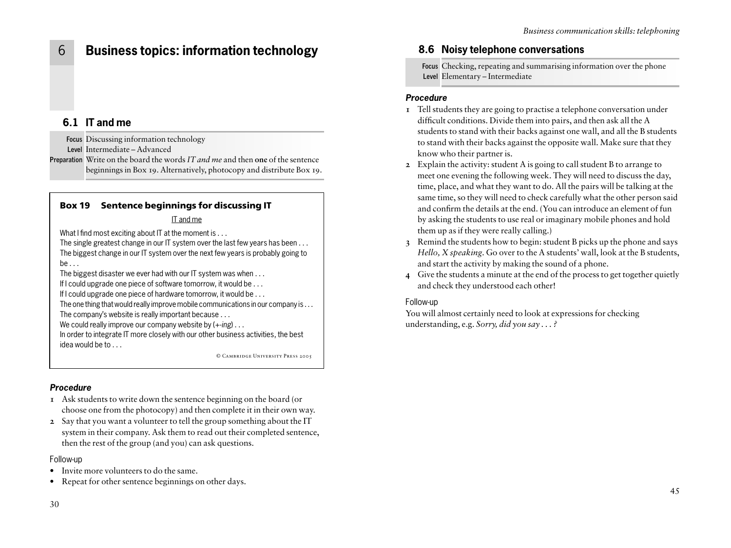# 6 Business topics: information technology

## 6.1 IT and me

**Focus** Discussing information technology
**Level** Intermediate – Advanced
**Preparation** Write on the board the words *IT and me* and then **one** of the sentence beginnings in Box 19. Alternatively, photocopy and distribute Box 19.

> **Box 19 Sentence beginnings for discussing IT**
>
> IT and me
>
> What I find most exciting about IT at the moment is . . .
> The single greatest change in our IT system over the last few years has been . . .
> The biggest change in our IT system over the next few years is probably going to be . . .
> The biggest disaster we ever had with our IT system was when . . .
> If I could upgrade one piece of software tomorrow, it would be . . .
> If I could upgrade one piece of hardware tomorrow, it would be . . .
> The one thing that would really improve mobile communications in our company is . . .
> The company's website is really important because . . .
> We could really improve our company website by (+*-ing*) . . .
> In order to integrate IT more closely with our other business activities, the best idea would be to . . .
>
> © Cambridge University Press 2005

### *Procedure*

1. Ask students to write down the sentence beginning on the board (or choose one from the photocopy) and then complete it in their own way.
2. Say that you want a volunteer to tell the group something about the IT system in their company. Ask them to read out their completed sentence, then the rest of the group (and you) can ask questions.

Follow-up

- Invite more volunteers to do the same.
- Repeat for other sentence beginnings on other days.

## 8.6 Noisy telephone conversations

**Focus** Checking, repeating and summarising information over the phone
**Level** Elementary – Intermediate

### *Procedure*

1. Tell students they are going to practise a telephone conversation under difficult conditions. Divide them into pairs, and then ask all the A students to stand with their backs against one wall, and all the B students to stand with their backs against the opposite wall. Make sure that they know who their partner is.
2. Explain the activity: student A is going to call student B to arrange to meet one evening the following week. They will need to discuss the day, time, place, and what they want to do. All the pairs will be talking at the same time, so they will need to check carefully what the other person said and confirm the details at the end. (You can introduce an element of fun by asking the students to use real or imaginary mobile phones and hold them up as if they were really calling.)
3. Remind the students how to begin: student B picks up the phone and says *Hello, X speaking*. Go over to the A students' wall, look at the B students, and start the activity by making the sound of a phone.
4. Give the students a minute at the end of the process to get together quietly and check they understood each other!

Follow-up

You will almost certainly need to look at expressions for checking understanding, e.g. *Sorry, did you say . . . ?*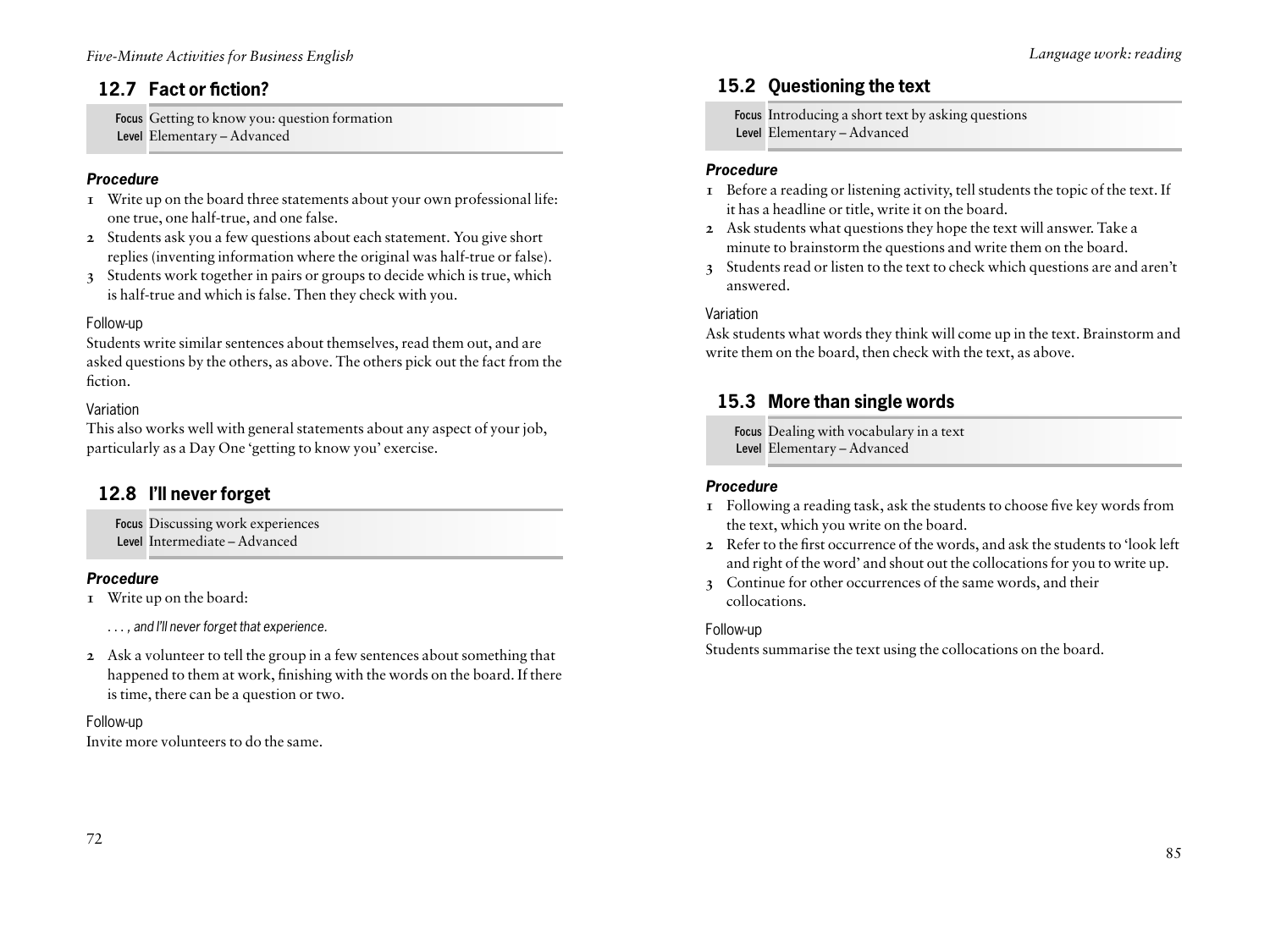## 12.7 Fact or fiction?

**Focus** Getting to know you: question formation
**Level** Elementary – Advanced

### *Procedure*

1. Write up on the board three statements about your own professional life: one true, one half-true, and one false.
2. Students ask you a few questions about each statement. You give short replies (inventing information where the original was half-true or false).
3. Students work together in pairs or groups to decide which is true, which is half-true and which is false. Then they check with you.

Follow-up

Students write similar sentences about themselves, read them out, and are asked questions by the others, as above. The others pick out the fact from the fiction.

Variation

This also works well with general statements about any aspect of your job, particularly as a Day One 'getting to know you' exercise.

## 12.8 I'll never forget

**Focus** Discussing work experiences
**Level** Intermediate – Advanced

### *Procedure*

1. Write up on the board:

   *. . . , and I'll never forget that experience.*

2. Ask a volunteer to tell the group in a few sentences about something that happened to them at work, finishing with the words on the board. If there is time, there can be a question or two.

Follow-up

Invite more volunteers to do the same.

## 15.2 Questioning the text

**Focus** Introducing a short text by asking questions
**Level** Elementary – Advanced

### *Procedure*

1. Before a reading or listening activity, tell students the topic of the text. If it has a headline or title, write it on the board.
2. Ask students what questions they hope the text will answer. Take a minute to brainstorm the questions and write them on the board.
3. Students read or listen to the text to check which questions are and aren't answered.

Variation

Ask students what words they think will come up in the text. Brainstorm and write them on the board, then check with the text, as above.

## 15.3 More than single words

**Focus** Dealing with vocabulary in a text
**Level** Elementary – Advanced

### *Procedure*

1. Following a reading task, ask the students to choose five key words from the text, which you write on the board.
2. Refer to the first occurrence of the words, and ask the students to 'look left and right of the word' and shout out the collocations for you to write up.
3. Continue for other occurrences of the same words, and their collocations.

Follow-up

Students summarise the text using the collocations on the board.